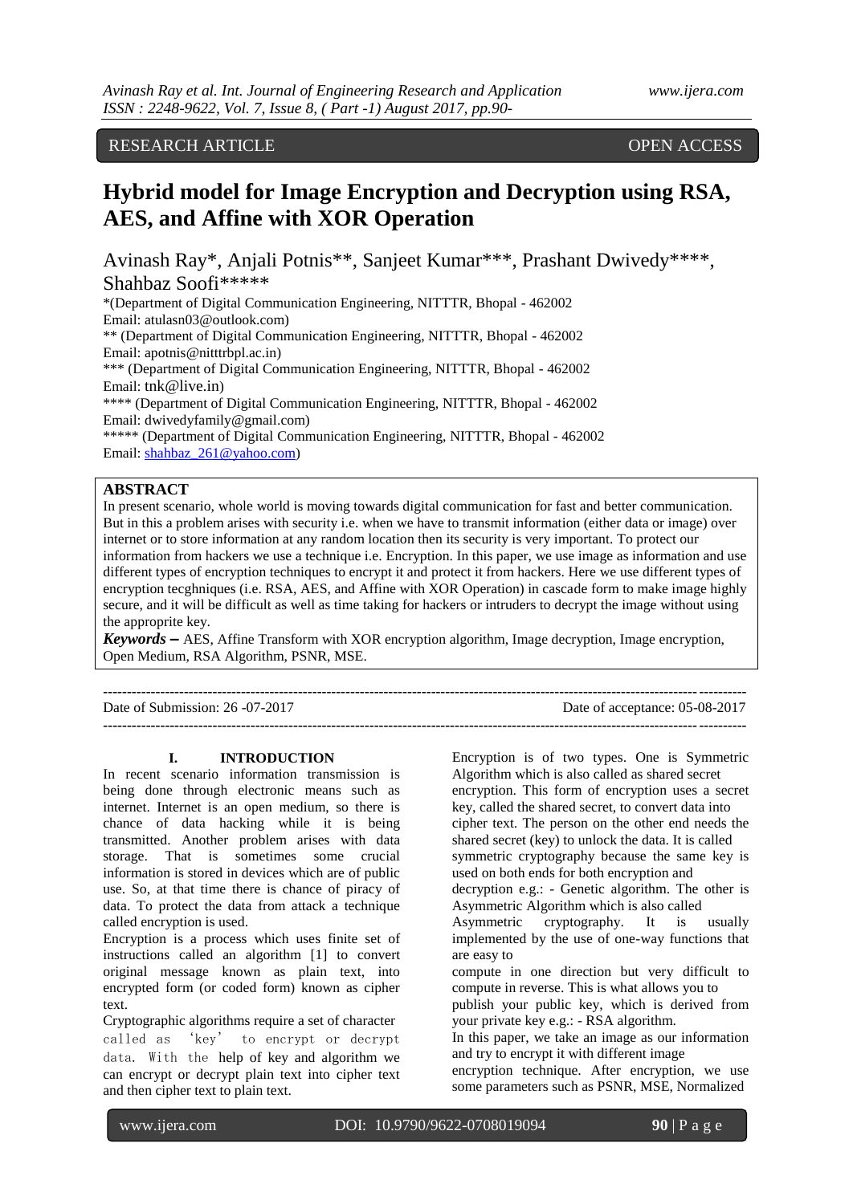RESEARCH ARTICLE OPEN ACCESS

# Hybrid model for Image Encryption and Decryption using RSA, AES, and Affine with XOR Operation

Avinash Ray*, Anjali Potnis**, Sanjeet Kumar***, Prashant Dwivedy****, Shahbaz Soofi*****

*(Department of Digital Communication Engineering, NITTTR, Bhopal - 462002
Email: atulasn03@outlook.com)
** (Department of Digital Communication Engineering, NITTTR, Bhopal - 462002
Email: apotnis@nitttrbpl.ac.in)
*** (Department of Digital Communication Engineering, NITTTR, Bhopal - 462002
Email: tnk@live.in)
**** (Department of Digital Communication Engineering, NITTTR, Bhopal - 462002
Email: dwivedyfamily@gmail.com)
***** (Department of Digital Communication Engineering, NITTTR, Bhopal - 462002
Email: shahbaz_261@yahoo.com)

## ABSTRACT

In present scenario, whole world is moving towards digital communication for fast and better communication. But in this a problem arises with security i.e. when we have to transmit information (either data or image) over internet or to store information at any random location then its security is very important. To protect our information from hackers we use a technique i.e. Encryption. In this paper, we use image as information and use different types of encryption techniques to encrypt it and protect it from hackers. Here we use different types of encryption tecghniques (i.e. RSA, AES, and Affine with XOR Operation) in cascade form to make image highly secure, and it will be difficult as well as time taking for hackers or intruders to decrypt the image without using the appropriate key.

***Keywords* –** AES, Affine Transform with XOR encryption algorithm, Image decryption, Image encryption, Open Medium, RSA Algorithm, PSNR, MSE.

---

Date of Submission: 26 -07-2017 Date of acceptance: 05-08-2017

---

## I. INTRODUCTION

In recent scenario information transmission is being done through electronic means such as internet. Internet is an open medium, so there is chance of data hacking while it is being transmitted. Another problem arises with data storage. That is sometimes some crucial information is stored in devices which are of public use. So, at that time there is chance of piracy of data. To protect the data from attack a technique called encryption is used.

Encryption is a process which uses finite set of instructions called an algorithm [1] to convert original message known as plain text, into encrypted form (or coded form) known as cipher text.

Cryptographic algorithms require a set of character called as 'key' to encrypt or decrypt data. With the help of key and algorithm we can encrypt or decrypt plain text into cipher text and then cipher text to plain text.

Encryption is of two types. One is Symmetric Algorithm which is also called as shared secret encryption. This form of encryption uses a secret key, called the shared secret, to convert data into cipher text. The person on the other end needs the shared secret (key) to unlock the data. It is called symmetric cryptography because the same key is used on both ends for both encryption and decryption e.g.: - Genetic algorithm. The other is Asymmetric Algorithm which is also called Asymmetric cryptography. It is usually implemented by the use of one-way functions that are easy to compute in one direction but very difficult to compute in reverse. This is what allows you to publish your public key, which is derived from your private key e.g.: - RSA algorithm.

In this paper, we take an image as our information and try to encrypt it with different image encryption technique. After encryption, we use some parameters such as PSNR, MSE, Normalized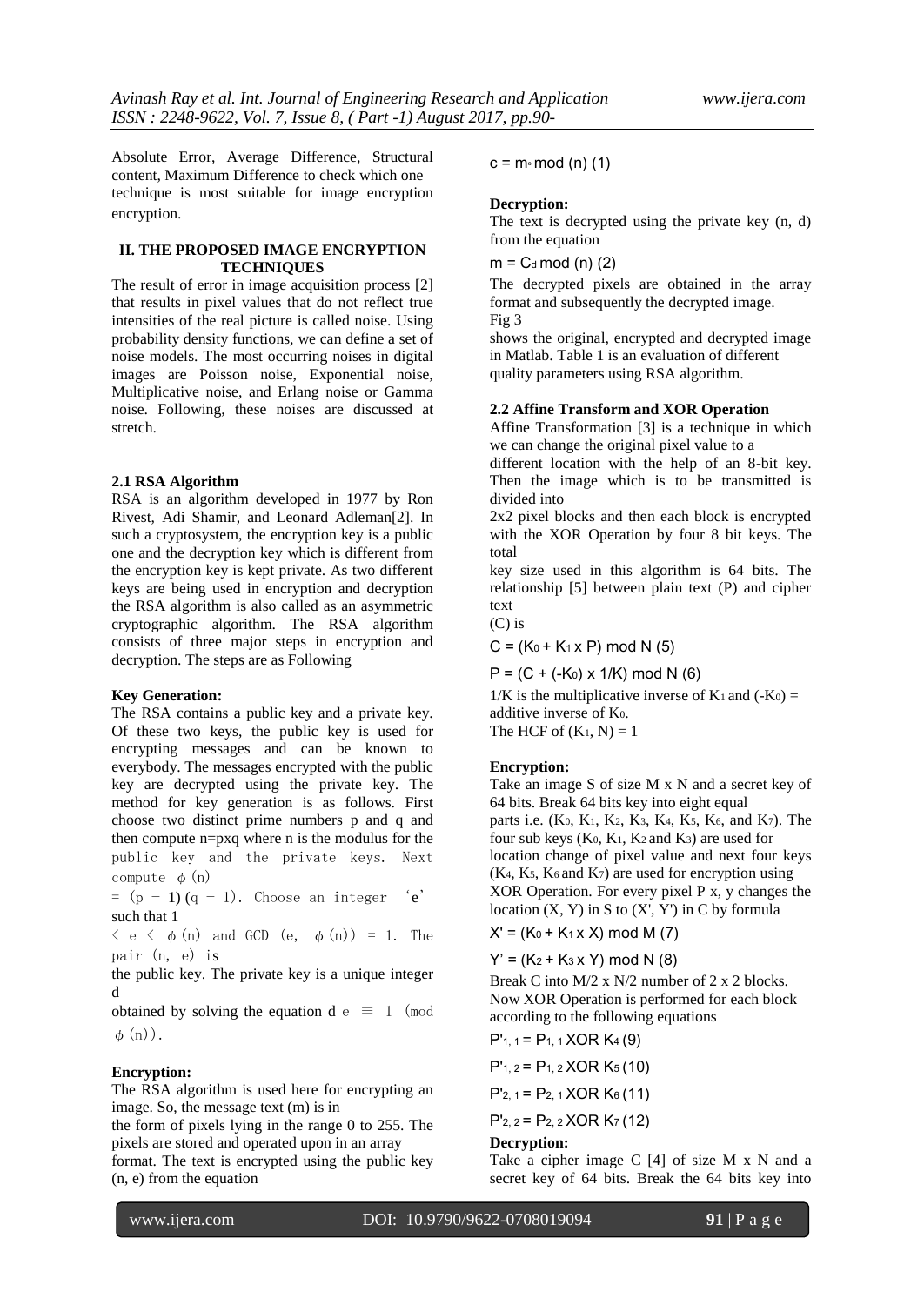Absolute Error, Average Difference, Structural content, Maximum Difference to check which one technique is most suitable for image encryption encryption.

## II. THE PROPOSED IMAGE ENCRYPTION TECHNIQUES

The result of error in image acquisition process [2] that results in pixel values that do not reflect true intensities of the real picture is called noise. Using probability density functions, we can define a set of noise models. The most occurring noises in digital images are Poisson noise, Exponential noise, Multiplicative noise, and Erlang noise or Gamma noise. Following, these noises are discussed at stretch.

### 2.1 RSA Algorithm

RSA is an algorithm developed in 1977 by Ron Rivest, Adi Shamir, and Leonard Adleman[2]. In such a cryptosystem, the encryption key is a public one and the decryption key which is different from the encryption key is kept private. As two different keys are being used in encryption and decryption the RSA algorithm is also called as an asymmetric cryptographic algorithm. The RSA algorithm consists of three major steps in encryption and decryption. The steps are as Following

**Key Generation:**

The RSA contains a public key and a private key. Of these two keys, the public key is used for encrypting messages and can be known to everybody. The messages encrypted with the public key are decrypted using the private key. The method for key generation is as follows. First choose two distinct prime numbers p and q and then compute n=pxq where n is the modulus for the public key and the private keys. Next compute $\phi(n) = (p-1)(q-1)$. Choose an integer 'e' such that $1 < e < \phi(n)$ and $GCD(e, \phi(n)) = 1$. The pair (n, e) is the public key. The private key is a unique integer d obtained by solving the equation $d\,e \equiv 1 \pmod{\phi(n)}$.

**Encryption:**

The RSA algorithm is used here for encrypting an image. So, the message text (m) is in the form of pixels lying in the range 0 to 255. The pixels are stored and operated upon in an array format. The text is encrypted using the public key (n, e) from the equation

$$c = m^e \bmod (n) \quad (1)$$

**Decryption:**

The text is decrypted using the private key (n, d) from the equation

$$m = C^d \bmod (n) \quad (2)$$

The decrypted pixels are obtained in the array format and subsequently the decrypted image. Fig 3 shows the original, encrypted and decrypted image in Matlab. Table 1 is an evaluation of different quality parameters using RSA algorithm.

### 2.2 Affine Transform and XOR Operation

Affine Transformation [3] is a technique in which we can change the original pixel value to a different location with the help of an 8-bit key. Then the image which is to be transmitted is divided into 2x2 pixel blocks and then each block is encrypted with the XOR Operation by four 8 bit keys. The total key size used in this algorithm is 64 bits. The relationship [5] between plain text (P) and cipher text (C) is

$$C = (K_0 + K_1 \times P) \bmod N \quad (5)$$

$$P = (C + (-K_0) \times 1/K) \bmod N \quad (6)$$

1/K is the multiplicative inverse of $K_1$ and $(-K_0)$ = additive inverse of $K_0$.
The HCF of $(K_1, N) = 1$

**Encryption:**

Take an image S of size M x N and a secret key of 64 bits. Break 64 bits key into eight equal parts i.e. ($K_0$, $K_1$, $K_2$, $K_3$, $K_4$, $K_5$, $K_6$, and $K_7$). The four sub keys ($K_0$, $K_1$, $K_2$ and $K_3$) are used for location change of pixel value and next four keys ($K_4$, $K_5$, $K_6$ and $K_7$) are used for encryption using XOR Operation. For every pixel P x, y changes the location (X, Y) in S to (X', Y') in C by formula

$$X' = (K_0 + K_1 \times X) \bmod M \quad (7)$$

$$Y' = (K_2 + K_3 \times Y) \bmod N \quad (8)$$

Break C into M/2 x N/2 number of 2 x 2 blocks. Now XOR Operation is performed for each block according to the following equations

$$P'_{1,1} = P_{1,1} \text{ XOR } K_4 \quad (9)$$

$$P'_{1,2} = P_{1,2} \text{ XOR } K_5 \quad (10)$$

$$P'_{2,1} = P_{2,1} \text{ XOR } K_6 \quad (11)$$

$$P'_{2,2} = P_{2,2} \text{ XOR } K_7 \quad (12)$$

**Decryption:**

Take a cipher image C [4] of size M x N and a secret key of 64 bits. Break the 64 bits key into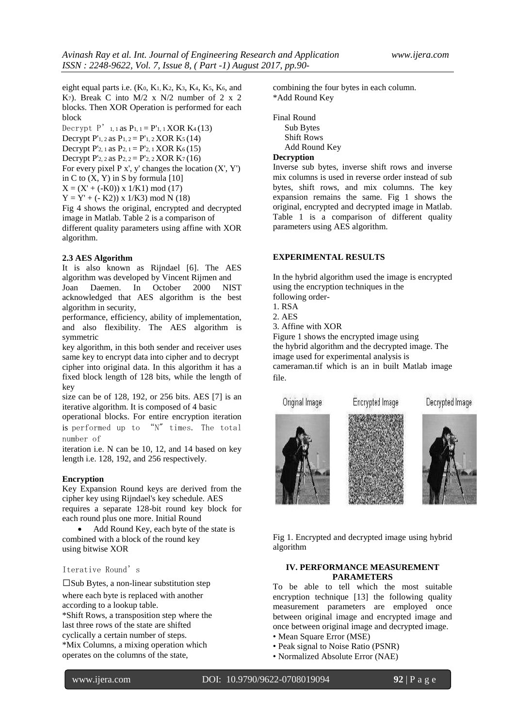eight equal parts i.e. ($K_0$, $K_1$, $K_2$, $K_3$, $K_4$, $K_5$, $K_6$, and $K_7$). Break C into M/2 x N/2 number of 2 x 2 blocks. Then XOR Operation is performed for each block

Decrypt $P'_{1,1}$ as $P_{1,1} = P'_{1,1}$ XOR $K_4$ (13)

Decrypt $P'_{1,2}$ as $P_{1,2} = P'_{1,2}$ XOR $K_5$ (14)

Decrypt $P'_{2,1}$ as $P_{2,1} = P'_{2,1}$ XOR $K_6$ (15)

Decrypt $P'_{2,2}$ as $P_{2,2} = P'_{2,2}$ XOR $K_7$ (16)

For every pixel P x', y' changes the location (X', Y') in C to (X, Y) in S by formula [10]

$X = (X' + (-K0)) \times 1/K1) \bmod$ (17)

$Y = Y' + (- K2)) \times 1/K3) \bmod N$ (18)

Fig 4 shows the original, encrypted and decrypted image in Matlab. Table 2 is a comparison of different quality parameters using affine with XOR algorithm.

### 2.3 AES Algorithm

It is also known as Rijndael [6]. The AES algorithm was developed by Vincent Rijmen and Joan Daemen. In October 2000 NIST acknowledged that AES algorithm is the best algorithm in security, performance, efficiency, ability of implementation, and also flexibility. The AES algorithm is symmetric key algorithm, in this both sender and receiver uses same key to encrypt data into cipher and to decrypt cipher into original data. In this algorithm it has a fixed block length of 128 bits, while the length of key size can be of 128, 192, or 256 bits. AES [7] is an iterative algorithm. It is composed of 4 basic operational blocks. For entire encryption iteration is performed up to "N" times. The total number of iteration i.e. N can be 10, 12, and 14 based on key length i.e. 128, 192, and 256 respectively.

### Encryption

Key Expansion Round keys are derived from the cipher key using Rijndael's key schedule. AES requires a separate 128-bit round key block for each round plus one more. Initial Round

- Add Round Key, each byte of the state is combined with a block of the round key using bitwise XOR

Iterative Round's

☐Sub Bytes, a non-linear substitution step where each byte is replaced with another according to a lookup table.
*Shift Rows, a transposition step where the last three rows of the state are shifted cyclically a certain number of steps.
*Mix Columns, a mixing operation which operates on the columns of the state, combining the four bytes in each column.
*Add Round Key

Final Round
Sub Bytes
Shift Rows
Add Round Key

### Decryption

Inverse sub bytes, inverse shift rows and inverse mix columns is used in reverse order instead of sub bytes, shift rows, and mix columns. The key expansion remains the same. Fig 1 shows the original, encrypted and decrypted image in Matlab. Table 1 is a comparison of different quality parameters using AES algorithm.

### EXPERIMENTAL RESULTS

In the hybrid algorithm used the image is encrypted using the encryption techniques in the following order-

1. RSA
2. AES
3. Affine with XOR

Figure 1 shows the encrypted image using the hybrid algorithm and the decrypted image. The image used for experimental analysis is cameraman.tif which is an in built Matlab image file.

Original Image    Encrypted Image    Decrypted Image

Fig 1. Encrypted and decrypted image using hybrid algorithm

## IV. PERFORMANCE MEASUREMENT PARAMETERS

To be able to tell which the most suitable encryption technique [13] the following quality measurement parameters are employed once between original image and encrypted image and once between original image and decrypted image.

- Mean Square Error (MSE)
- Peak signal to Noise Ratio (PSNR)
- Normalized Absolute Error (NAE)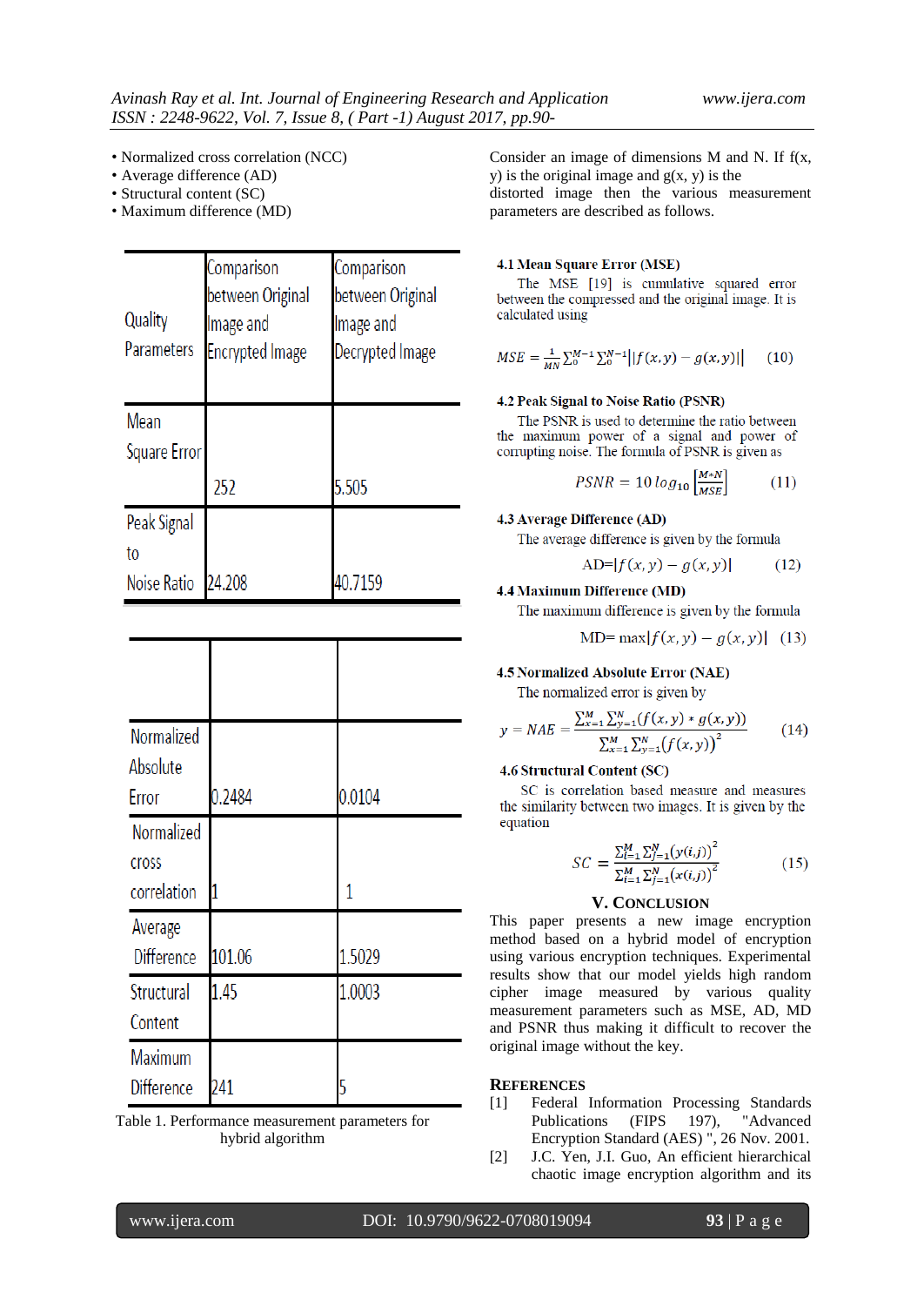- Normalized cross correlation (NCC)
- Average difference (AD)
- Structural content (SC)
- Maximum difference (MD)

| Quality Parameters | Comparison between Original Image and Encrypted Image | Comparison between Original Image and Decrypted Image |
|---|---|---|
| Mean Square Error | 252 | 5.505 |
| Peak Signal to Noise Ratio | 24.208 | 40.7159 |
| Normalized Absolute Error | 0.2484 | 0.0104 |
| Normalized cross correlation | 1 | 1 |
| Average Difference | 101.06 | 1.5029 |
| Structural Content | 1.45 | 1.0003 |
| Maximum Difference | 241 | 5 |

Table 1. Performance measurement parameters for hybrid algorithm

Consider an image of dimensions M and N. If f(x, y) is the original image and g(x, y) is the distorted image then the various measurement parameters are described as follows.

### 4.1 Mean Square Error (MSE)

The MSE [19] is cumulative squared error between the compressed and the original image. It is calculated using

$$MSE = \frac{1}{MN}\sum_{0}^{M-1}\sum_{0}^{N-1}\left||f(x,y) - g(x,y)|\right| \quad (10)$$

### 4.2 Peak Signal to Noise Ratio (PSNR)

The PSNR is used to determine the ratio between the maximum power of a signal and power of corrupting noise. The formula of PSNR is given as

$$PSNR = 10\,log_{10}\left[\frac{M*N}{MSE}\right] \quad (11)$$

### 4.3 Average Difference (AD)

The average difference is given by the formula

$$AD = |f(x,y) - g(x,y)| \quad (12)$$

### 4.4 Maximum Difference (MD)

The maximum difference is given by the formula

$$MD = \max|f(x,y) - g(x,y)| \quad (13)$$

### 4.5 Normalized Absolute Error (NAE)

The normalized error is given by

$$y = NAE = \frac{\sum_{x=1}^{M}\sum_{y=1}^{N}(f(x,y) * g(x,y))}{\sum_{x=1}^{M}\sum_{y=1}^{N}(f(x,y))^2} \quad (14)$$

### 4.6 Structural Content (SC)

SC is correlation based measure and measures the similarity between two images. It is given by the equation

$$SC = \frac{\sum_{i=1}^{M}\sum_{j=1}^{N}(y(i,j))^2}{\sum_{i=1}^{M}\sum_{j=1}^{N}(x(i,j))^2} \quad (15)$$

## V. Conclusion

This paper presents a new image encryption method based on a hybrid model of encryption using various encryption techniques. Experimental results show that our model yields high random cipher image measured by various quality measurement parameters such as MSE, AD, MD and PSNR thus making it difficult to recover the original image without the key.

## References

[1] Federal Information Processing Standards Publications (FIPS 197), "Advanced Encryption Standard (AES) ", 26 Nov. 2001.

[2] J.C. Yen, J.I. Guo, An efficient hierarchical chaotic image encryption algorithm and its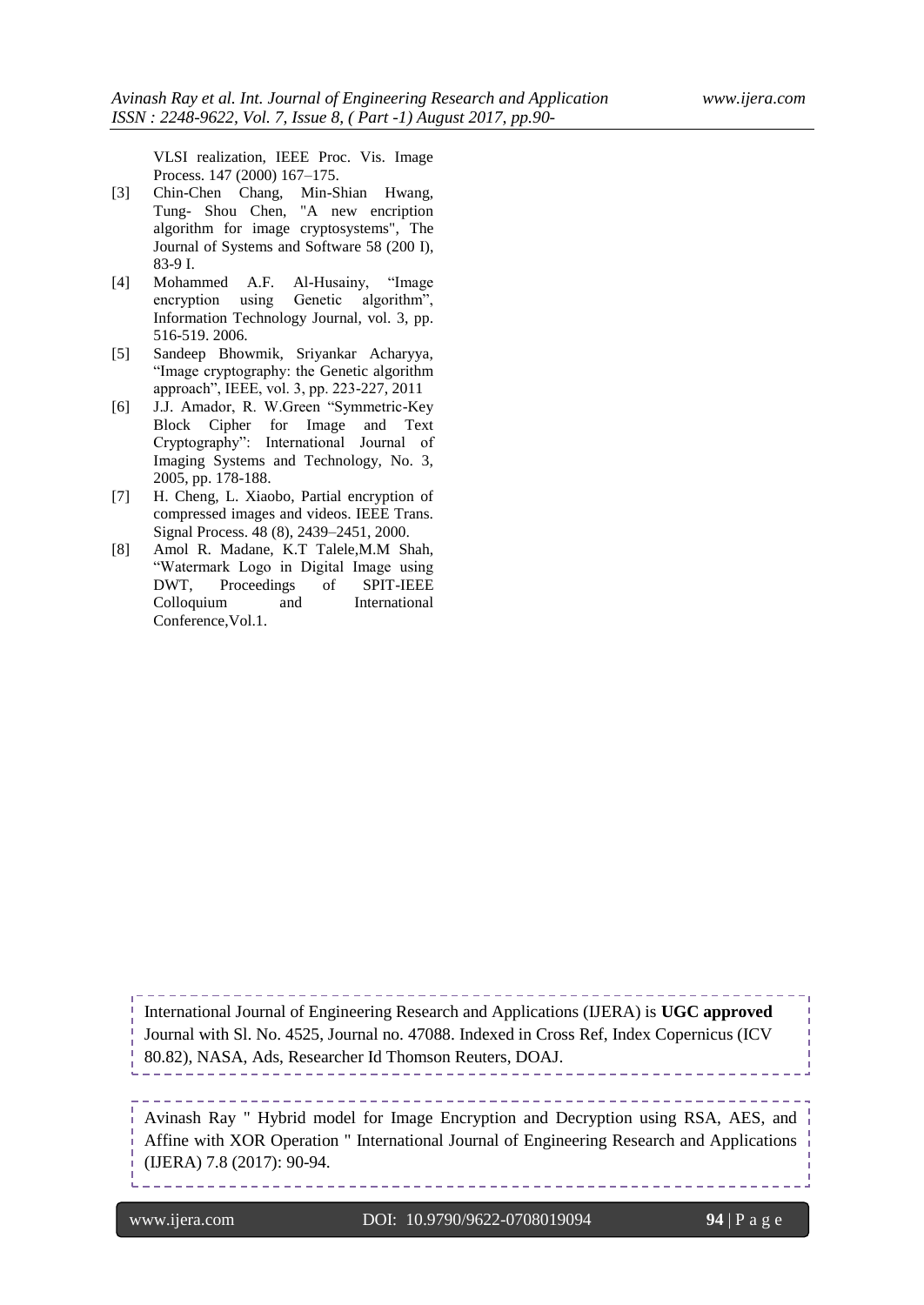VLSI realization, IEEE Proc. Vis. Image Process. 147 (2000) 167–175.

[3] Chin-Chen Chang, Min-Shian Hwang, Tung- Shou Chen, "A new encription algorithm for image cryptosystems", The Journal of Systems and Software 58 (200 I), 83-9 I.

[4] Mohammed A.F. Al-Husainy, "Image encryption using Genetic algorithm", Information Technology Journal, vol. 3, pp. 516-519. 2006.

[5] Sandeep Bhowmik, Sriyankar Acharyya, "Image cryptography: the Genetic algorithm approach", IEEE, vol. 3, pp. 223-227, 2011

[6] J.J. Amador, R. W.Green "Symmetric-Key Block Cipher for Image and Text Cryptography": International Journal of Imaging Systems and Technology, No. 3, 2005, pp. 178-188.

[7] H. Cheng, L. Xiaobo, Partial encryption of compressed images and videos. IEEE Trans. Signal Process. 48 (8), 2439–2451, 2000.

[8] Amol R. Madane, K.T Talele,M.M Shah, "Watermark Logo in Digital Image using DWT, Proceedings of SPIT-IEEE Colloquium and International Conference,Vol.1.

International Journal of Engineering Research and Applications (IJERA) is **UGC approved** Journal with Sl. No. 4525, Journal no. 47088. Indexed in Cross Ref, Index Copernicus (ICV 80.82), NASA, Ads, Researcher Id Thomson Reuters, DOAJ.

Avinash Ray " Hybrid model for Image Encryption and Decryption using RSA, AES, and Affine with XOR Operation " International Journal of Engineering Research and Applications (IJERA) 7.8 (2017): 90-94.